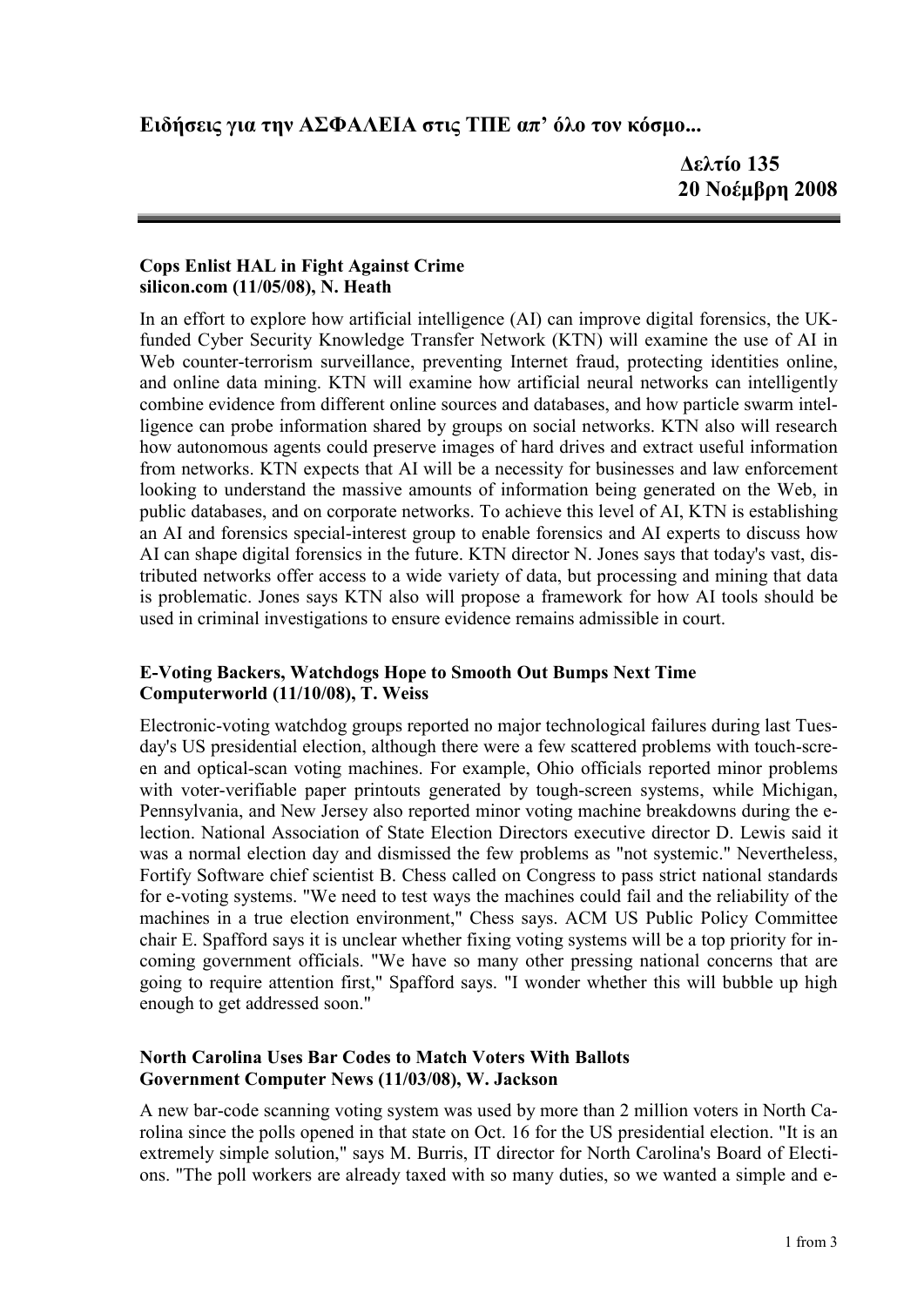# Ειδήσεις για την ΑΣΦΑΛΕΙΑ στις ΤΠΕ απ' όλο τον κόσμο...

**Δελτίο 135**
**20 Νοέμβρη 2008**

---

### Cops Enlist HAL in Fight Against Crime
**silicon.com (11/05/08), N. Heath**

In an effort to explore how artificial intelligence (AI) can improve digital forensics, the UK-funded Cyber Security Knowledge Transfer Network (KTN) will examine the use of AI in Web counter-terrorism surveillance, preventing Internet fraud, protecting identities online, and online data mining. KTN will examine how artificial neural networks can intelligently combine evidence from different online sources and databases, and how particle swarm intelligence can probe information shared by groups on social networks. KTN also will research how autonomous agents could preserve images of hard drives and extract useful information from networks. KTN expects that AI will be a necessity for businesses and law enforcement looking to understand the massive amounts of information being generated on the Web, in public databases, and on corporate networks. To achieve this level of AI, KTN is establishing an AI and forensics special-interest group to enable forensics and AI experts to discuss how AI can shape digital forensics in the future. KTN director N. Jones says that today's vast, distributed networks offer access to a wide variety of data, but processing and mining that data is problematic. Jones says KTN also will propose a framework for how AI tools should be used in criminal investigations to ensure evidence remains admissible in court.

### E-Voting Backers, Watchdogs Hope to Smooth Out Bumps Next Time
**Computerworld (11/10/08), T. Weiss**

Electronic-voting watchdog groups reported no major technological failures during last Tuesday's US presidential election, although there were a few scattered problems with touch-screen and optical-scan voting machines. For example, Ohio officials reported minor problems with voter-verifiable paper printouts generated by tough-screen systems, while Michigan, Pennsylvania, and New Jersey also reported minor voting machine breakdowns during the election. National Association of State Election Directors executive director D. Lewis said it was a normal election day and dismissed the few problems as "not systemic." Nevertheless, Fortify Software chief scientist B. Chess called on Congress to pass strict national standards for e-voting systems. "We need to test ways the machines could fail and the reliability of the machines in a true election environment," Chess says. ACM US Public Policy Committee chair E. Spafford says it is unclear whether fixing voting systems will be a top priority for incoming government officials. "We have so many other pressing national concerns that are going to require attention first," Spafford says. "I wonder whether this will bubble up high enough to get addressed soon."

### North Carolina Uses Bar Codes to Match Voters With Ballots
**Government Computer News (11/03/08), W. Jackson**

A new bar-code scanning voting system was used by more than 2 million voters in North Carolina since the polls opened in that state on Oct. 16 for the US presidential election. "It is an extremely simple solution," says M. Burris, IT director for North Carolina's Board of Elections. "The poll workers are already taxed with so many duties, so we wanted a simple and e-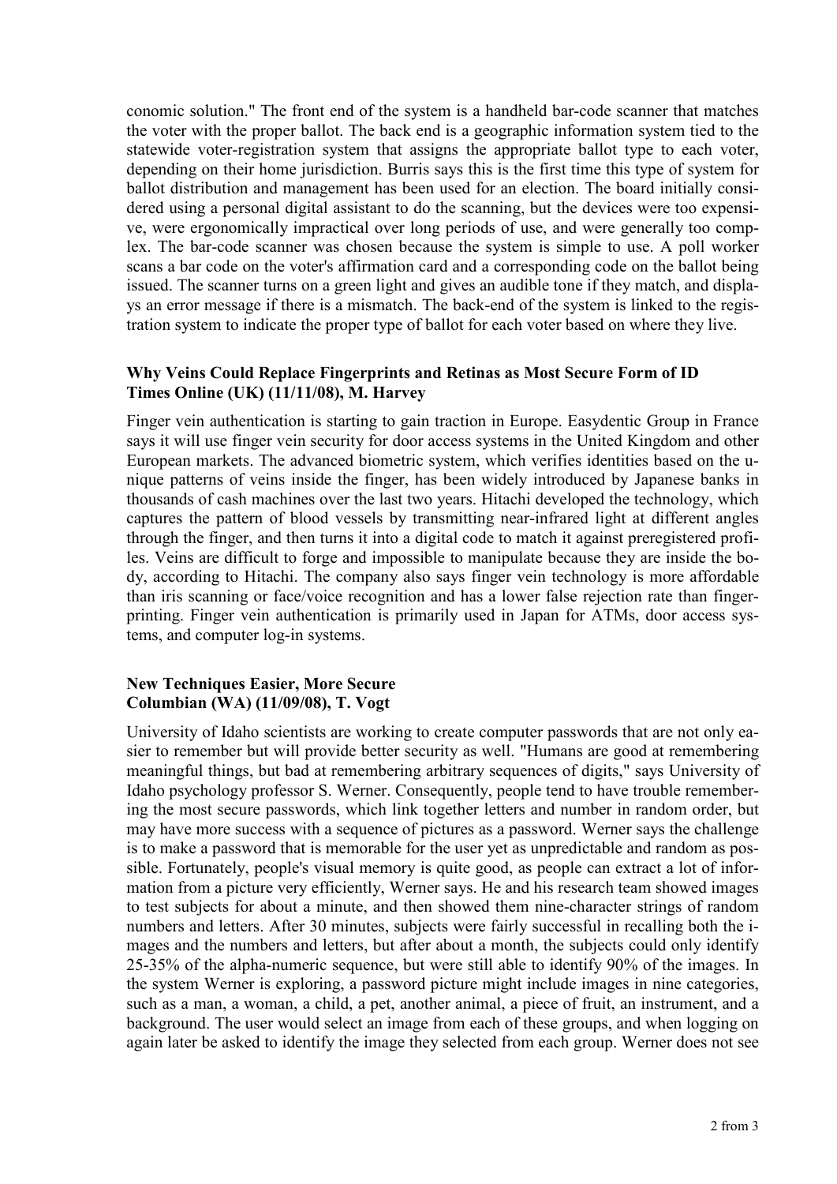conomic solution." The front end of the system is a handheld bar-code scanner that matches the voter with the proper ballot. The back end is a geographic information system tied to the statewide voter-registration system that assigns the appropriate ballot type to each voter, depending on their home jurisdiction. Burris says this is the first time this type of system for ballot distribution and management has been used for an election. The board initially considered using a personal digital assistant to do the scanning, but the devices were too expensive, were ergonomically impractical over long periods of use, and were generally too complex. The bar-code scanner was chosen because the system is simple to use. A poll worker scans a bar code on the voter's affirmation card and a corresponding code on the ballot being issued. The scanner turns on a green light and gives an audible tone if they match, and displays an error message if there is a mismatch. The back-end of the system is linked to the registration system to indicate the proper type of ballot for each voter based on where they live.

**Why Veins Could Replace Fingerprints and Retinas as Most Secure Form of ID**
**Times Online (UK) (11/11/08), M. Harvey**

Finger vein authentication is starting to gain traction in Europe. Easydentic Group in France says it will use finger vein security for door access systems in the United Kingdom and other European markets. The advanced biometric system, which verifies identities based on the unique patterns of veins inside the finger, has been widely introduced by Japanese banks in thousands of cash machines over the last two years. Hitachi developed the technology, which captures the pattern of blood vessels by transmitting near-infrared light at different angles through the finger, and then turns it into a digital code to match it against preregistered profiles. Veins are difficult to forge and impossible to manipulate because they are inside the body, according to Hitachi. The company also says finger vein technology is more affordable than iris scanning or face/voice recognition and has a lower false rejection rate than fingerprinting. Finger vein authentication is primarily used in Japan for ATMs, door access systems, and computer log-in systems.

**New Techniques Easier, More Secure**
**Columbian (WA) (11/09/08), T. Vogt**

University of Idaho scientists are working to create computer passwords that are not only easier to remember but will provide better security as well. "Humans are good at remembering meaningful things, but bad at remembering arbitrary sequences of digits," says University of Idaho psychology professor S. Werner. Consequently, people tend to have trouble remembering the most secure passwords, which link together letters and number in random order, but may have more success with a sequence of pictures as a password. Werner says the challenge is to make a password that is memorable for the user yet as unpredictable and random as possible. Fortunately, people's visual memory is quite good, as people can extract a lot of information from a picture very efficiently, Werner says. He and his research team showed images to test subjects for about a minute, and then showed them nine-character strings of random numbers and letters. After 30 minutes, subjects were fairly successful in recalling both the images and the numbers and letters, but after about a month, the subjects could only identify 25-35% of the alpha-numeric sequence, but were still able to identify 90% of the images. In the system Werner is exploring, a password picture might include images in nine categories, such as a man, a woman, a child, a pet, another animal, a piece of fruit, an instrument, and a background. The user would select an image from each of these groups, and when logging on again later be asked to identify the image they selected from each group. Werner does not see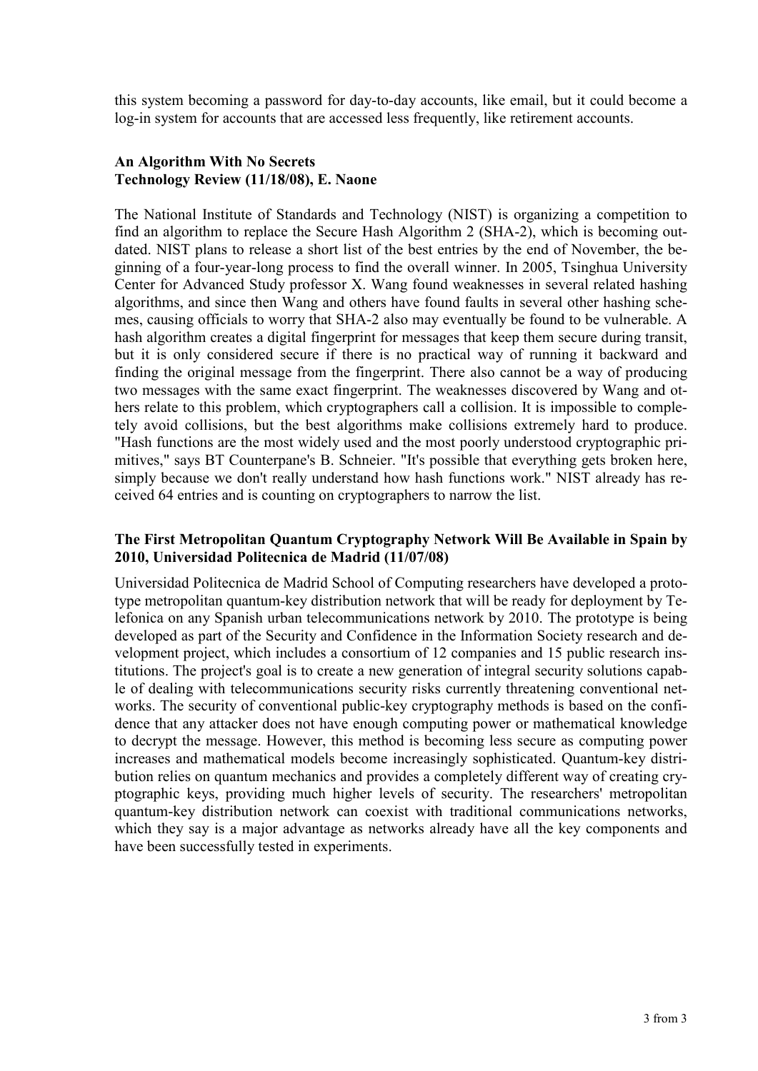this system becoming a password for day-to-day accounts, like email, but it could become a log-in system for accounts that are accessed less frequently, like retirement accounts.

**An Algorithm With No Secrets**
**Technology Review (11/18/08), E. Naone**

The National Institute of Standards and Technology (NIST) is organizing a competition to find an algorithm to replace the Secure Hash Algorithm 2 (SHA-2), which is becoming outdated. NIST plans to release a short list of the best entries by the end of November, the beginning of a four-year-long process to find the overall winner. In 2005, Tsinghua University Center for Advanced Study professor X. Wang found weaknesses in several related hashing algorithms, and since then Wang and others have found faults in several other hashing schemes, causing officials to worry that SHA-2 also may eventually be found to be vulnerable. A hash algorithm creates a digital fingerprint for messages that keep them secure during transit, but it is only considered secure if there is no practical way of running it backward and finding the original message from the fingerprint. There also cannot be a way of producing two messages with the same exact fingerprint. The weaknesses discovered by Wang and others relate to this problem, which cryptographers call a collision. It is impossible to completely avoid collisions, but the best algorithms make collisions extremely hard to produce. "Hash functions are the most widely used and the most poorly understood cryptographic primitives," says BT Counterpane's B. Schneier. "It's possible that everything gets broken here, simply because we don't really understand how hash functions work." NIST already has received 64 entries and is counting on cryptographers to narrow the list.

**The First Metropolitan Quantum Cryptography Network Will Be Available in Spain by 2010, Universidad Politecnica de Madrid (11/07/08)**

Universidad Politecnica de Madrid School of Computing researchers have developed a prototype metropolitan quantum-key distribution network that will be ready for deployment by Telefonica on any Spanish urban telecommunications network by 2010. The prototype is being developed as part of the Security and Confidence in the Information Society research and development project, which includes a consortium of 12 companies and 15 public research institutions. The project's goal is to create a new generation of integral security solutions capable of dealing with telecommunications security risks currently threatening conventional networks. The security of conventional public-key cryptography methods is based on the confidence that any attacker does not have enough computing power or mathematical knowledge to decrypt the message. However, this method is becoming less secure as computing power increases and mathematical models become increasingly sophisticated. Quantum-key distribution relies on quantum mechanics and provides a completely different way of creating cryptographic keys, providing much higher levels of security. The researchers' metropolitan quantum-key distribution network can coexist with traditional communications networks, which they say is a major advantage as networks already have all the key components and have been successfully tested in experiments.